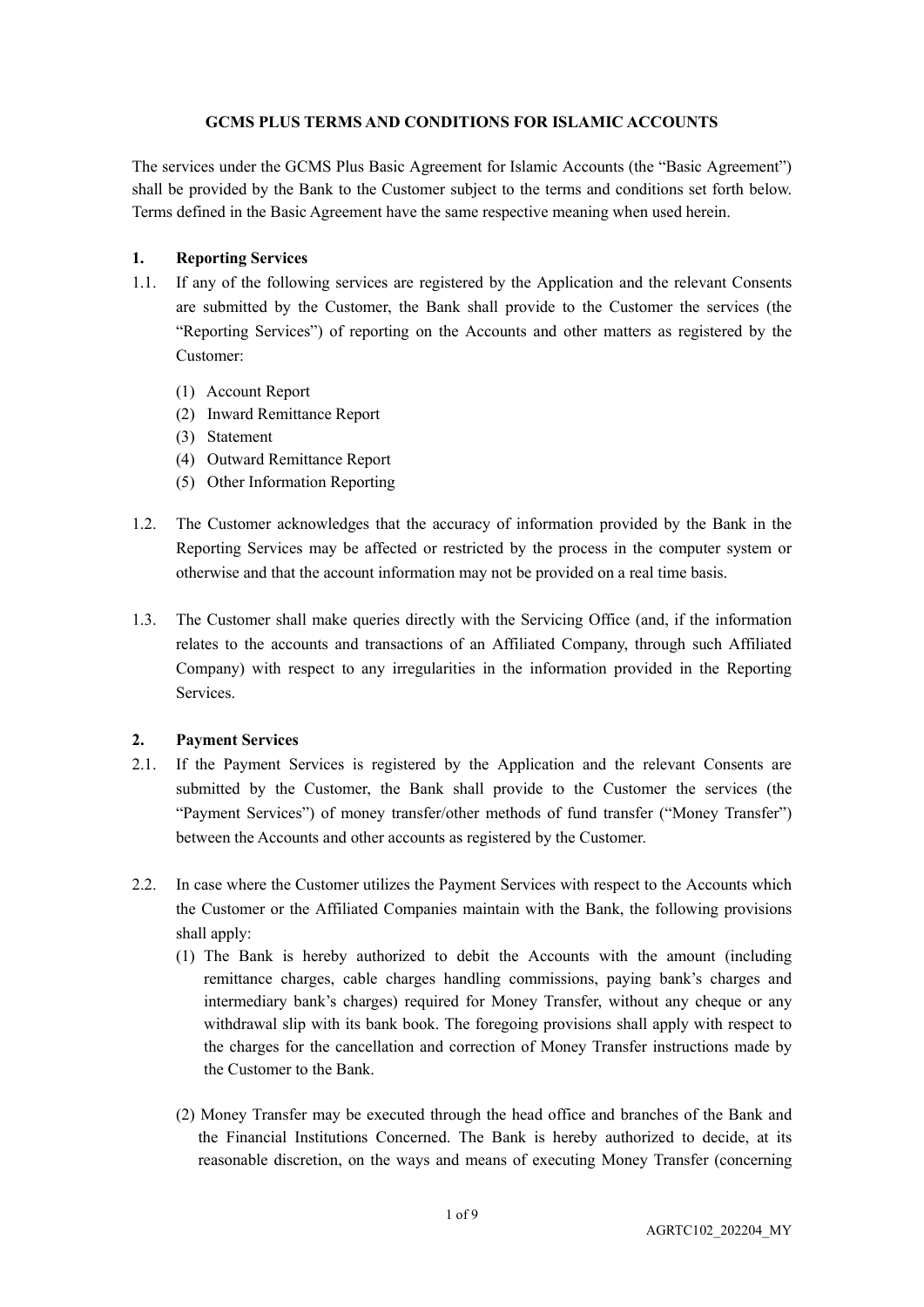# GCMS PLUS TERMS AND CONDITIONS FOR ISLAMIC ACCOUNTS

The services under the GCMS Plus Basic Agreement for Islamic Accounts (the "Basic Agreement") shall be provided by the Bank to the Customer subject to the terms and conditions set forth below. Terms defined in the Basic Agreement have the same respective meaning when used herein.

## 1. Reporting Services

1.1. If any of the following services are registered by the Application and the relevant Consents are submitted by the Customer, the Bank shall provide to the Customer the services (the "Reporting Services") of reporting on the Accounts and other matters as registered by the Customer:

(1) Account Report
(2) Inward Remittance Report
(3) Statement
(4) Outward Remittance Report
(5) Other Information Reporting

1.2. The Customer acknowledges that the accuracy of information provided by the Bank in the Reporting Services may be affected or restricted by the process in the computer system or otherwise and that the account information may not be provided on a real time basis.

1.3. The Customer shall make queries directly with the Servicing Office (and, if the information relates to the accounts and transactions of an Affiliated Company, through such Affiliated Company) with respect to any irregularities in the information provided in the Reporting Services.

## 2. Payment Services

2.1. If the Payment Services is registered by the Application and the relevant Consents are submitted by the Customer, the Bank shall provide to the Customer the services (the "Payment Services") of money transfer/other methods of fund transfer ("Money Transfer") between the Accounts and other accounts as registered by the Customer.

2.2. In case where the Customer utilizes the Payment Services with respect to the Accounts which the Customer or the Affiliated Companies maintain with the Bank, the following provisions shall apply:

(1) The Bank is hereby authorized to debit the Accounts with the amount (including remittance charges, cable charges handling commissions, paying bank's charges and intermediary bank's charges) required for Money Transfer, without any cheque or any withdrawal slip with its bank book. The foregoing provisions shall apply with respect to the charges for the cancellation and correction of Money Transfer instructions made by the Customer to the Bank.

(2) Money Transfer may be executed through the head office and branches of the Bank and the Financial Institutions Concerned. The Bank is hereby authorized to decide, at its reasonable discretion, on the ways and means of executing Money Transfer (concerning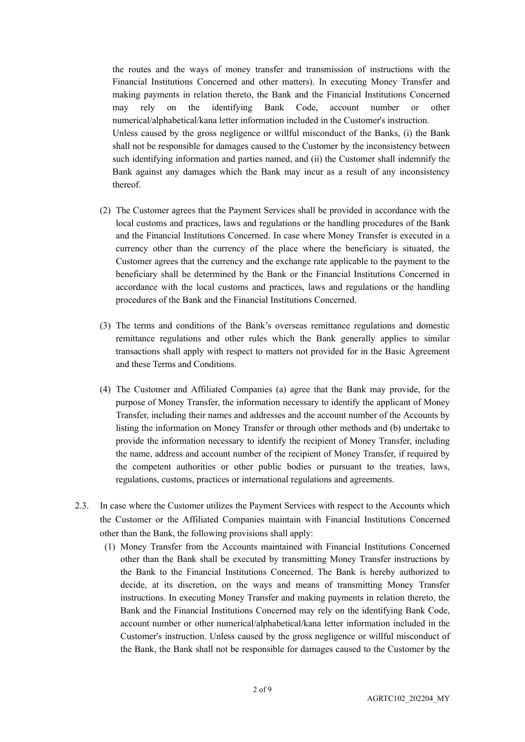the routes and the ways of money transfer and transmission of instructions with the Financial Institutions Concerned and other matters). In executing Money Transfer and making payments in relation thereto, the Bank and the Financial Institutions Concerned may rely on the identifying Bank Code, account number or other numerical/alphabetical/kana letter information included in the Customer's instruction. Unless caused by the gross negligence or willful misconduct of the Banks, (i) the Bank shall not be responsible for damages caused to the Customer by the inconsistency between such identifying information and parties named, and (ii) the Customer shall indemnify the Bank against any damages which the Bank may incur as a result of any inconsistency thereof.

(2) The Customer agrees that the Payment Services shall be provided in accordance with the local customs and practices, laws and regulations or the handling procedures of the Bank and the Financial Institutions Concerned. In case where Money Transfer is executed in a currency other than the currency of the place where the beneficiary is situated, the Customer agrees that the currency and the exchange rate applicable to the payment to the beneficiary shall be determined by the Bank or the Financial Institutions Concerned in accordance with the local customs and practices, laws and regulations or the handling procedures of the Bank and the Financial Institutions Concerned.

(3) The terms and conditions of the Bank's overseas remittance regulations and domestic remittance regulations and other rules which the Bank generally applies to similar transactions shall apply with respect to matters not provided for in the Basic Agreement and these Terms and Conditions.

(4) The Customer and Affiliated Companies (a) agree that the Bank may provide, for the purpose of Money Transfer, the information necessary to identify the applicant of Money Transfer, including their names and addresses and the account number of the Accounts by listing the information on Money Transfer or through other methods and (b) undertake to provide the information necessary to identify the recipient of Money Transfer, including the name, address and account number of the recipient of Money Transfer, if required by the competent authorities or other public bodies or pursuant to the treaties, laws, regulations, customs, practices or international regulations and agreements.

2.3. In case where the Customer utilizes the Payment Services with respect to the Accounts which the Customer or the Affiliated Companies maintain with Financial Institutions Concerned other than the Bank, the following provisions shall apply:

(1) Money Transfer from the Accounts maintained with Financial Institutions Concerned other than the Bank shall be executed by transmitting Money Transfer instructions by the Bank to the Financial Institutions Concerned. The Bank is hereby authorized to decide, at its discretion, on the ways and means of transmitting Money Transfer instructions. In executing Money Transfer and making payments in relation thereto, the Bank and the Financial Institutions Concerned may rely on the identifying Bank Code, account number or other numerical/alphabetical/kana letter information included in the Customer's instruction. Unless caused by the gross negligence or willful misconduct of the Bank, the Bank shall not be responsible for damages caused to the Customer by the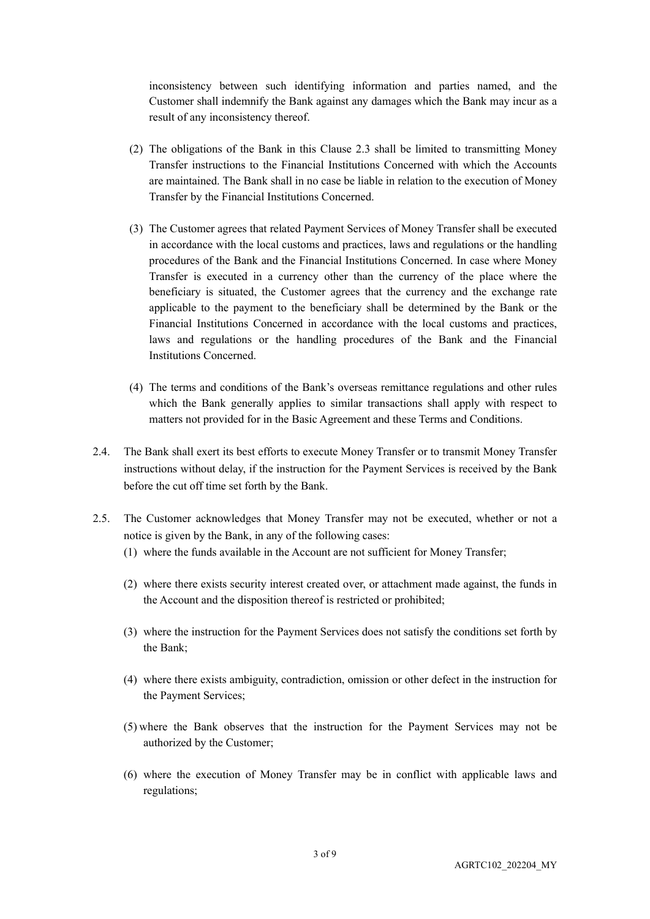inconsistency between such identifying information and parties named, and the Customer shall indemnify the Bank against any damages which the Bank may incur as a result of any inconsistency thereof.

(2) The obligations of the Bank in this Clause 2.3 shall be limited to transmitting Money Transfer instructions to the Financial Institutions Concerned with which the Accounts are maintained. The Bank shall in no case be liable in relation to the execution of Money Transfer by the Financial Institutions Concerned.

(3) The Customer agrees that related Payment Services of Money Transfer shall be executed in accordance with the local customs and practices, laws and regulations or the handling procedures of the Bank and the Financial Institutions Concerned. In case where Money Transfer is executed in a currency other than the currency of the place where the beneficiary is situated, the Customer agrees that the currency and the exchange rate applicable to the payment to the beneficiary shall be determined by the Bank or the Financial Institutions Concerned in accordance with the local customs and practices, laws and regulations or the handling procedures of the Bank and the Financial Institutions Concerned.

(4) The terms and conditions of the Bank's overseas remittance regulations and other rules which the Bank generally applies to similar transactions shall apply with respect to matters not provided for in the Basic Agreement and these Terms and Conditions.

2.4. The Bank shall exert its best efforts to execute Money Transfer or to transmit Money Transfer instructions without delay, if the instruction for the Payment Services is received by the Bank before the cut off time set forth by the Bank.

2.5. The Customer acknowledges that Money Transfer may not be executed, whether or not a notice is given by the Bank, in any of the following cases:

(1) where the funds available in the Account are not sufficient for Money Transfer;

(2) where there exists security interest created over, or attachment made against, the funds in the Account and the disposition thereof is restricted or prohibited;

(3) where the instruction for the Payment Services does not satisfy the conditions set forth by the Bank;

(4) where there exists ambiguity, contradiction, omission or other defect in the instruction for the Payment Services;

(5) where the Bank observes that the instruction for the Payment Services may not be authorized by the Customer;

(6) where the execution of Money Transfer may be in conflict with applicable laws and regulations;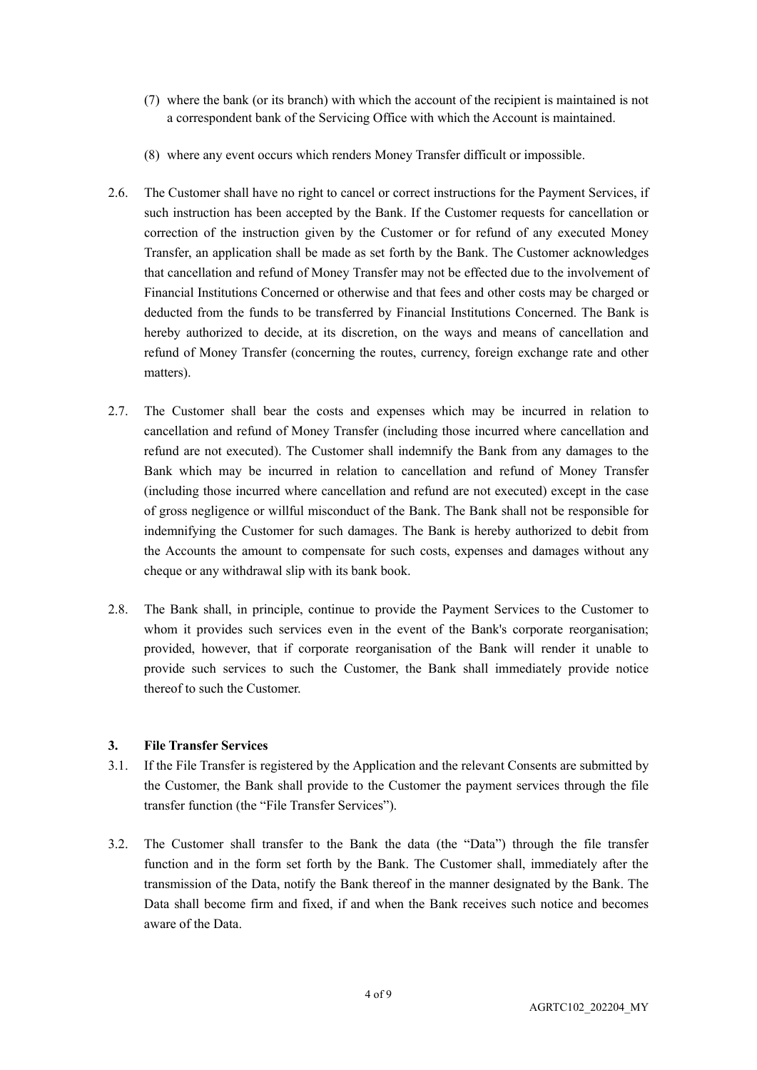(7) where the bank (or its branch) with which the account of the recipient is maintained is not a correspondent bank of the Servicing Office with which the Account is maintained.

(8) where any event occurs which renders Money Transfer difficult or impossible.

2.6. The Customer shall have no right to cancel or correct instructions for the Payment Services, if such instruction has been accepted by the Bank. If the Customer requests for cancellation or correction of the instruction given by the Customer or for refund of any executed Money Transfer, an application shall be made as set forth by the Bank. The Customer acknowledges that cancellation and refund of Money Transfer may not be effected due to the involvement of Financial Institutions Concerned or otherwise and that fees and other costs may be charged or deducted from the funds to be transferred by Financial Institutions Concerned. The Bank is hereby authorized to decide, at its discretion, on the ways and means of cancellation and refund of Money Transfer (concerning the routes, currency, foreign exchange rate and other matters).

2.7. The Customer shall bear the costs and expenses which may be incurred in relation to cancellation and refund of Money Transfer (including those incurred where cancellation and refund are not executed). The Customer shall indemnify the Bank from any damages to the Bank which may be incurred in relation to cancellation and refund of Money Transfer (including those incurred where cancellation and refund are not executed) except in the case of gross negligence or willful misconduct of the Bank. The Bank shall not be responsible for indemnifying the Customer for such damages. The Bank is hereby authorized to debit from the Accounts the amount to compensate for such costs, expenses and damages without any cheque or any withdrawal slip with its bank book.

2.8. The Bank shall, in principle, continue to provide the Payment Services to the Customer to whom it provides such services even in the event of the Bank's corporate reorganisation; provided, however, that if corporate reorganisation of the Bank will render it unable to provide such services to such the Customer, the Bank shall immediately provide notice thereof to such the Customer.

## 3. File Transfer Services

3.1. If the File Transfer is registered by the Application and the relevant Consents are submitted by the Customer, the Bank shall provide to the Customer the payment services through the file transfer function (the "File Transfer Services").

3.2. The Customer shall transfer to the Bank the data (the "Data") through the file transfer function and in the form set forth by the Bank. The Customer shall, immediately after the transmission of the Data, notify the Bank thereof in the manner designated by the Bank. The Data shall become firm and fixed, if and when the Bank receives such notice and becomes aware of the Data.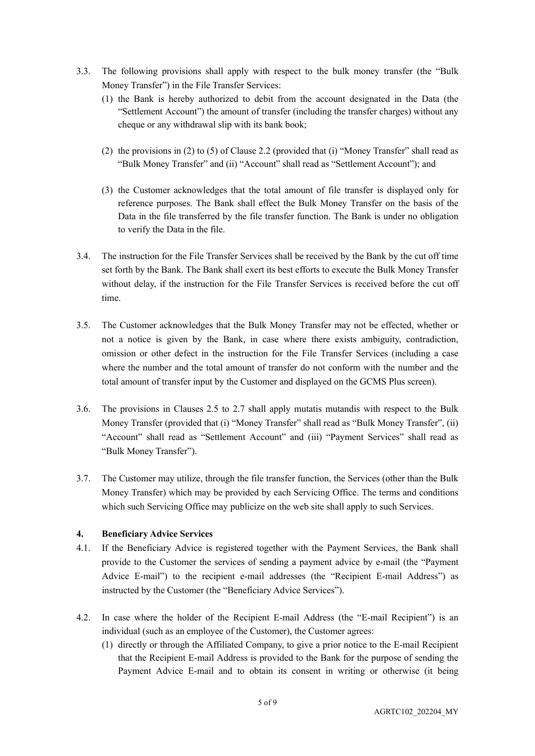3.3. The following provisions shall apply with respect to the bulk money transfer (the "Bulk Money Transfer") in the File Transfer Services:

(1) the Bank is hereby authorized to debit from the account designated in the Data (the "Settlement Account") the amount of transfer (including the transfer charges) without any cheque or any withdrawal slip with its bank book;

(2) the provisions in (2) to (5) of Clause 2.2 (provided that (i) "Money Transfer" shall read as "Bulk Money Transfer" and (ii) "Account" shall read as "Settlement Account"); and

(3) the Customer acknowledges that the total amount of file transfer is displayed only for reference purposes. The Bank shall effect the Bulk Money Transfer on the basis of the Data in the file transferred by the file transfer function. The Bank is under no obligation to verify the Data in the file.

3.4. The instruction for the File Transfer Services shall be received by the Bank by the cut off time set forth by the Bank. The Bank shall exert its best efforts to execute the Bulk Money Transfer without delay, if the instruction for the File Transfer Services is received before the cut off time.

3.5. The Customer acknowledges that the Bulk Money Transfer may not be effected, whether or not a notice is given by the Bank, in case where there exists ambiguity, contradiction, omission or other defect in the instruction for the File Transfer Services (including a case where the number and the total amount of transfer do not conform with the number and the total amount of transfer input by the Customer and displayed on the GCMS Plus screen).

3.6. The provisions in Clauses 2.5 to 2.7 shall apply mutatis mutandis with respect to the Bulk Money Transfer (provided that (i) "Money Transfer" shall read as "Bulk Money Transfer", (ii) "Account" shall read as "Settlement Account" and (iii) "Payment Services" shall read as "Bulk Money Transfer").

3.7. The Customer may utilize, through the file transfer function, the Services (other than the Bulk Money Transfer) which may be provided by each Servicing Office. The terms and conditions which such Servicing Office may publicize on the web site shall apply to such Services.

## 4. Beneficiary Advice Services

4.1. If the Beneficiary Advice is registered together with the Payment Services, the Bank shall provide to the Customer the services of sending a payment advice by e-mail (the "Payment Advice E-mail") to the recipient e-mail addresses (the "Recipient E-mail Address") as instructed by the Customer (the "Beneficiary Advice Services").

4.2. In case where the holder of the Recipient E-mail Address (the "E-mail Recipient") is an individual (such as an employee of the Customer), the Customer agrees:

(1) directly or through the Affiliated Company, to give a prior notice to the E-mail Recipient that the Recipient E-mail Address is provided to the Bank for the purpose of sending the Payment Advice E-mail and to obtain its consent in writing or otherwise (it being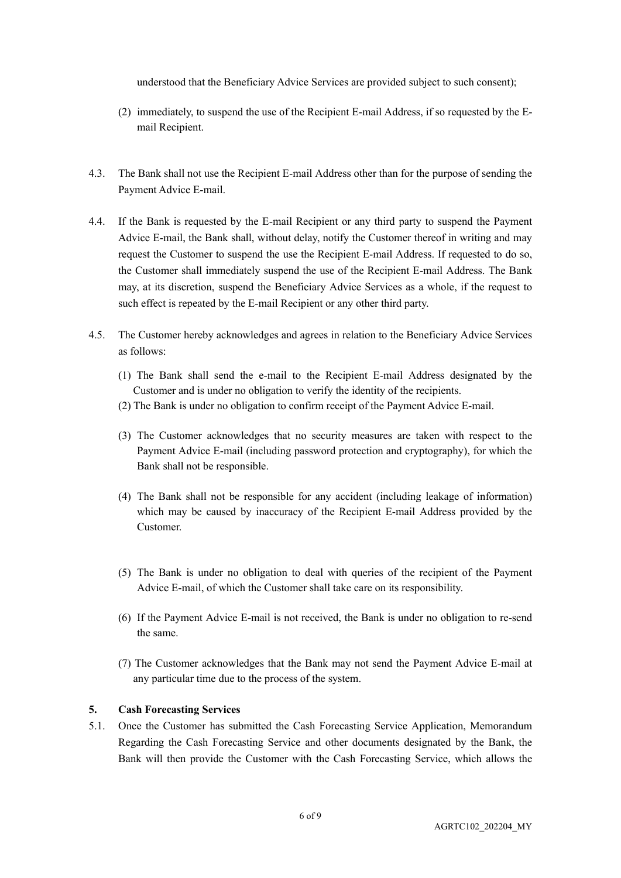understood that the Beneficiary Advice Services are provided subject to such consent);

(2) immediately, to suspend the use of the Recipient E-mail Address, if so requested by the E-mail Recipient.

4.3. The Bank shall not use the Recipient E-mail Address other than for the purpose of sending the Payment Advice E-mail.

4.4. If the Bank is requested by the E-mail Recipient or any third party to suspend the Payment Advice E-mail, the Bank shall, without delay, notify the Customer thereof in writing and may request the Customer to suspend the use the Recipient E-mail Address. If requested to do so, the Customer shall immediately suspend the use of the Recipient E-mail Address. The Bank may, at its discretion, suspend the Beneficiary Advice Services as a whole, if the request to such effect is repeated by the E-mail Recipient or any other third party.

4.5. The Customer hereby acknowledges and agrees in relation to the Beneficiary Advice Services as follows:

(1) The Bank shall send the e-mail to the Recipient E-mail Address designated by the Customer and is under no obligation to verify the identity of the recipients.

(2) The Bank is under no obligation to confirm receipt of the Payment Advice E-mail.

(3) The Customer acknowledges that no security measures are taken with respect to the Payment Advice E-mail (including password protection and cryptography), for which the Bank shall not be responsible.

(4) The Bank shall not be responsible for any accident (including leakage of information) which may be caused by inaccuracy of the Recipient E-mail Address provided by the Customer.

(5) The Bank is under no obligation to deal with queries of the recipient of the Payment Advice E-mail, of which the Customer shall take care on its responsibility.

(6) If the Payment Advice E-mail is not received, the Bank is under no obligation to re-send the same.

(7) The Customer acknowledges that the Bank may not send the Payment Advice E-mail at any particular time due to the process of the system.

## 5. Cash Forecasting Services

5.1. Once the Customer has submitted the Cash Forecasting Service Application, Memorandum Regarding the Cash Forecasting Service and other documents designated by the Bank, the Bank will then provide the Customer with the Cash Forecasting Service, which allows the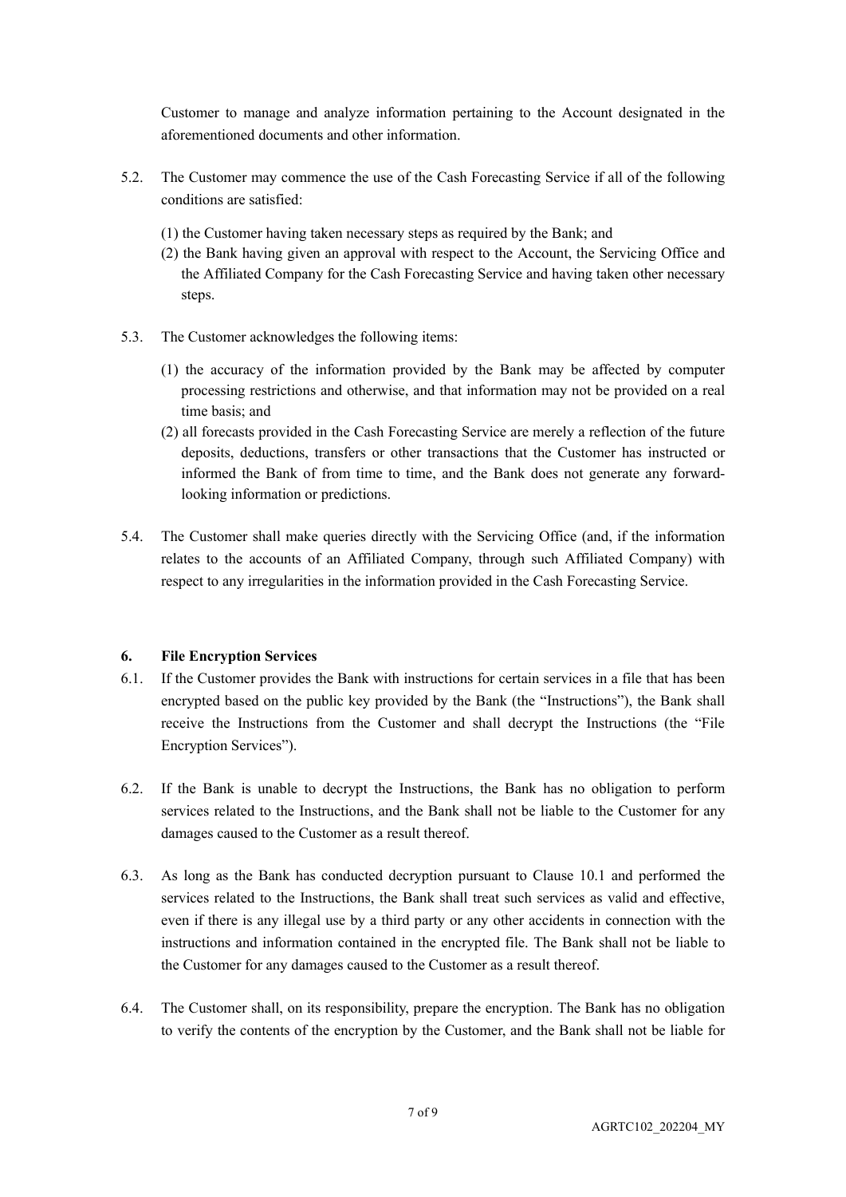Customer to manage and analyze information pertaining to the Account designated in the aforementioned documents and other information.

5.2. The Customer may commence the use of the Cash Forecasting Service if all of the following conditions are satisfied:

(1) the Customer having taken necessary steps as required by the Bank; and
(2) the Bank having given an approval with respect to the Account, the Servicing Office and the Affiliated Company for the Cash Forecasting Service and having taken other necessary steps.

5.3. The Customer acknowledges the following items:

(1) the accuracy of the information provided by the Bank may be affected by computer processing restrictions and otherwise, and that information may not be provided on a real time basis; and
(2) all forecasts provided in the Cash Forecasting Service are merely a reflection of the future deposits, deductions, transfers or other transactions that the Customer has instructed or informed the Bank of from time to time, and the Bank does not generate any forward-looking information or predictions.

5.4. The Customer shall make queries directly with the Servicing Office (and, if the information relates to the accounts of an Affiliated Company, through such Affiliated Company) with respect to any irregularities in the information provided in the Cash Forecasting Service.

**6. File Encryption Services**

6.1. If the Customer provides the Bank with instructions for certain services in a file that has been encrypted based on the public key provided by the Bank (the "Instructions"), the Bank shall receive the Instructions from the Customer and shall decrypt the Instructions (the "File Encryption Services").

6.2. If the Bank is unable to decrypt the Instructions, the Bank has no obligation to perform services related to the Instructions, and the Bank shall not be liable to the Customer for any damages caused to the Customer as a result thereof.

6.3. As long as the Bank has conducted decryption pursuant to Clause 10.1 and performed the services related to the Instructions, the Bank shall treat such services as valid and effective, even if there is any illegal use by a third party or any other accidents in connection with the instructions and information contained in the encrypted file. The Bank shall not be liable to the Customer for any damages caused to the Customer as a result thereof.

6.4. The Customer shall, on its responsibility, prepare the encryption. The Bank has no obligation to verify the contents of the encryption by the Customer, and the Bank shall not be liable for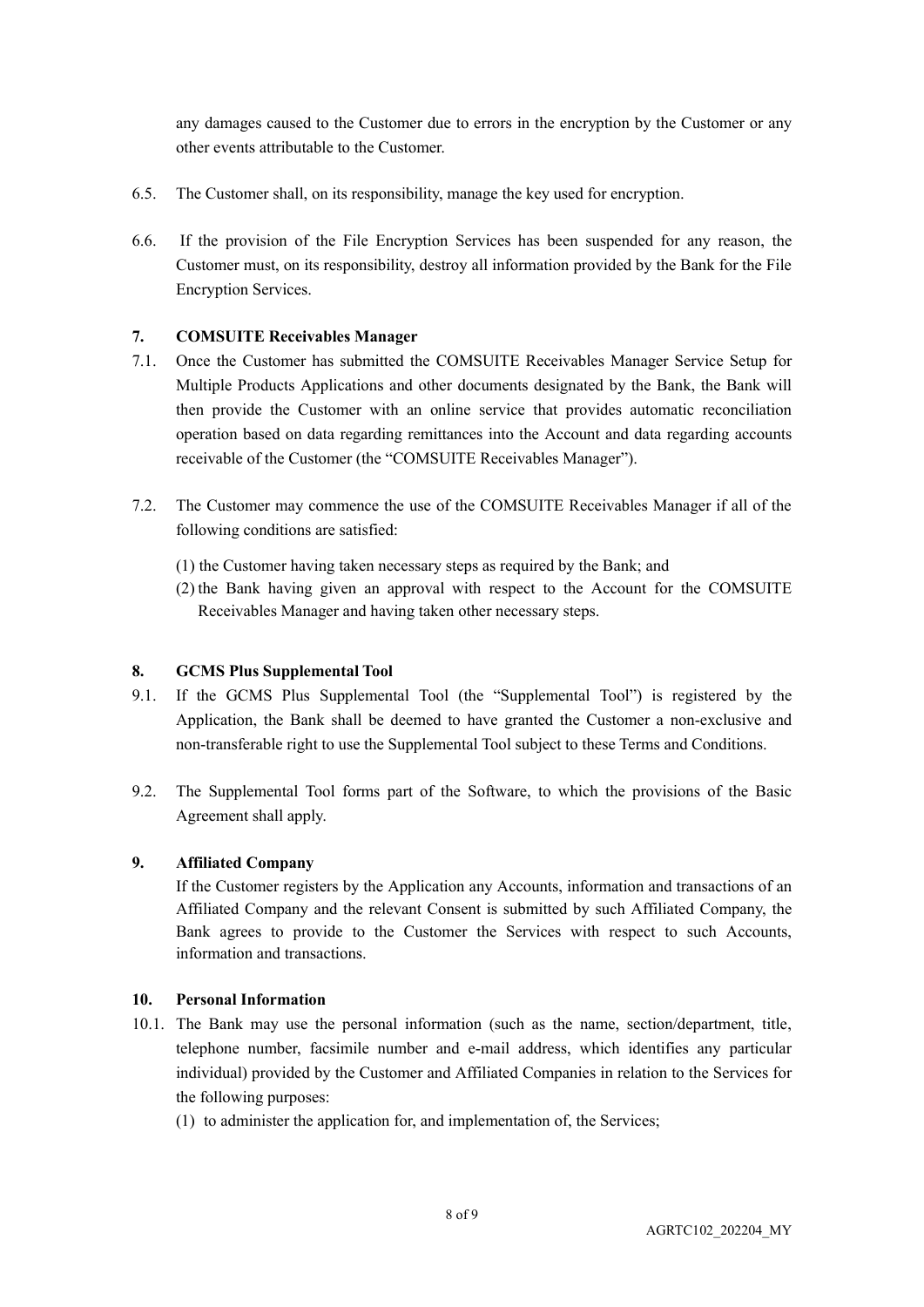any damages caused to the Customer due to errors in the encryption by the Customer or any other events attributable to the Customer.

6.5. The Customer shall, on its responsibility, manage the key used for encryption.

6.6. If the provision of the File Encryption Services has been suspended for any reason, the Customer must, on its responsibility, destroy all information provided by the Bank for the File Encryption Services.

**7. COMSUITE Receivables Manager**

7.1. Once the Customer has submitted the COMSUITE Receivables Manager Service Setup for Multiple Products Applications and other documents designated by the Bank, the Bank will then provide the Customer with an online service that provides automatic reconciliation operation based on data regarding remittances into the Account and data regarding accounts receivable of the Customer (the "COMSUITE Receivables Manager").

7.2. The Customer may commence the use of the COMSUITE Receivables Manager if all of the following conditions are satisfied:

(1) the Customer having taken necessary steps as required by the Bank; and
(2) the Bank having given an approval with respect to the Account for the COMSUITE Receivables Manager and having taken other necessary steps.

**8. GCMS Plus Supplemental Tool**

9.1. If the GCMS Plus Supplemental Tool (the "Supplemental Tool") is registered by the Application, the Bank shall be deemed to have granted the Customer a non-exclusive and non-transferable right to use the Supplemental Tool subject to these Terms and Conditions.

9.2. The Supplemental Tool forms part of the Software, to which the provisions of the Basic Agreement shall apply.

**9. Affiliated Company**

If the Customer registers by the Application any Accounts, information and transactions of an Affiliated Company and the relevant Consent is submitted by such Affiliated Company, the Bank agrees to provide to the Customer the Services with respect to such Accounts, information and transactions.

**10. Personal Information**

10.1. The Bank may use the personal information (such as the name, section/department, title, telephone number, facsimile number and e-mail address, which identifies any particular individual) provided by the Customer and Affiliated Companies in relation to the Services for the following purposes:

(1) to administer the application for, and implementation of, the Services;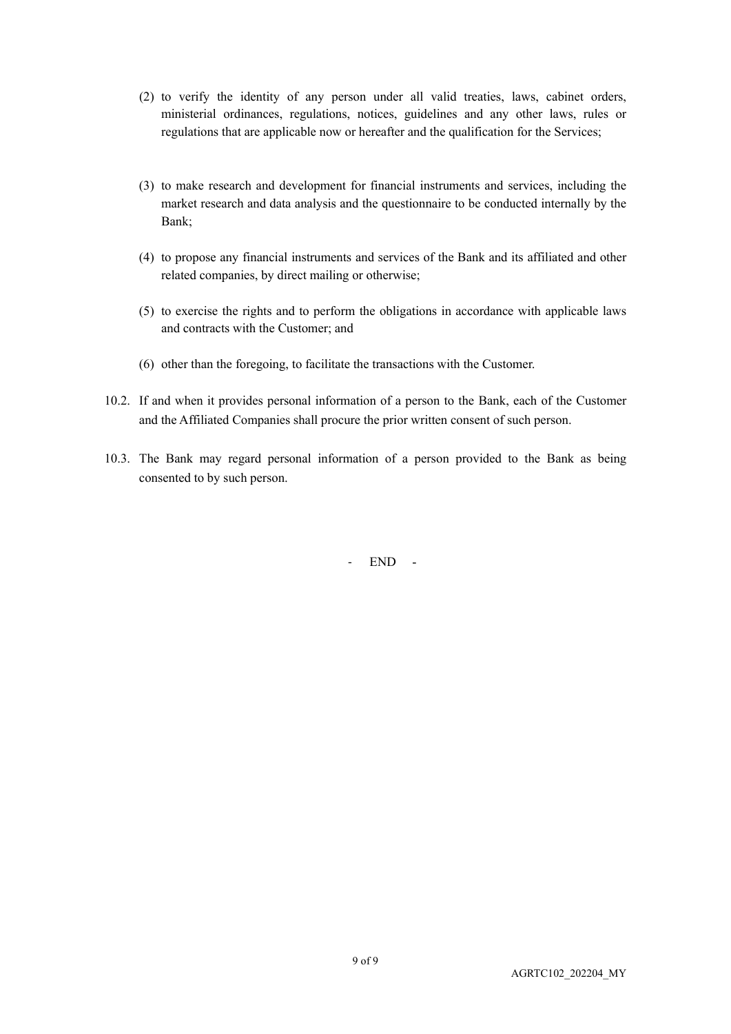(2) to verify the identity of any person under all valid treaties, laws, cabinet orders, ministerial ordinances, regulations, notices, guidelines and any other laws, rules or regulations that are applicable now or hereafter and the qualification for the Services;

(3) to make research and development for financial instruments and services, including the market research and data analysis and the questionnaire to be conducted internally by the Bank;

(4) to propose any financial instruments and services of the Bank and its affiliated and other related companies, by direct mailing or otherwise;

(5) to exercise the rights and to perform the obligations in accordance with applicable laws and contracts with the Customer; and

(6) other than the foregoing, to facilitate the transactions with the Customer.

10.2. If and when it provides personal information of a person to the Bank, each of the Customer and the Affiliated Companies shall procure the prior written consent of such person.

10.3. The Bank may regard personal information of a person provided to the Bank as being consented to by such person.

\- END -

AGRTC102_202204_MY